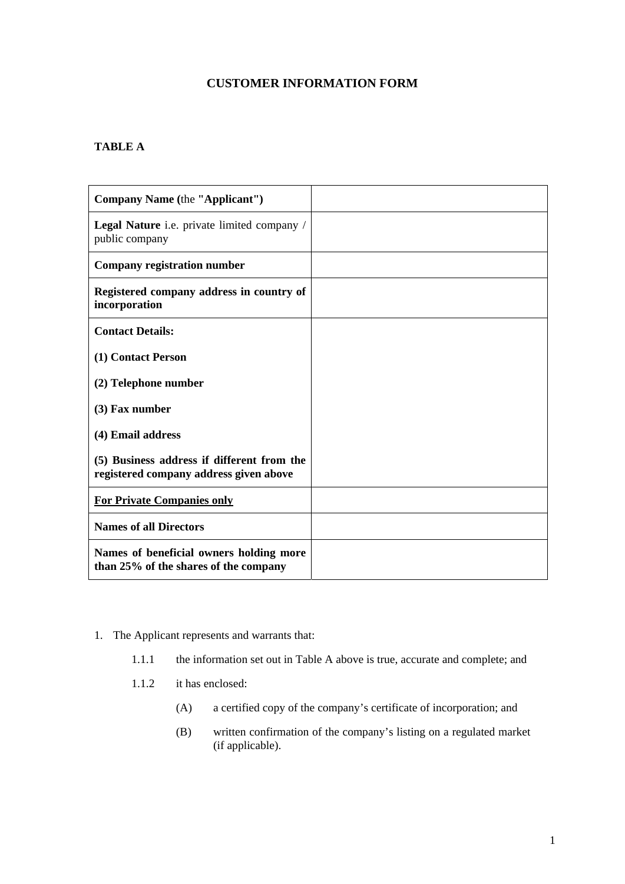# CUSTOMER INFORMATION FORM

**TABLE A**

| | |
|---|---|
| **Company Name (**the **"Applicant")** | |
| **Legal Nature** i.e. private limited company / public company | |
| **Company registration number** | |
| **Registered company address in country of incorporation** | |
| **Contact Details:**<br><br>**(1) Contact Person**<br><br>**(2) Telephone number**<br><br>**(3) Fax number**<br><br>**(4) Email address**<br><br>**(5) Business address if different from the registered company address given above** | |
| **<u>For Private Companies only</u>** | |
| **Names of all Directors** | |
| **Names of beneficial owners holding more than 25% of the shares of the company** | |

1. The Applicant represents and warrants that:

   1.1.1 the information set out in Table A above is true, accurate and complete; and

   1.1.2 it has enclosed:

      (A) a certified copy of the company's certificate of incorporation; and

      (B) written confirmation of the company's listing on a regulated market (if applicable).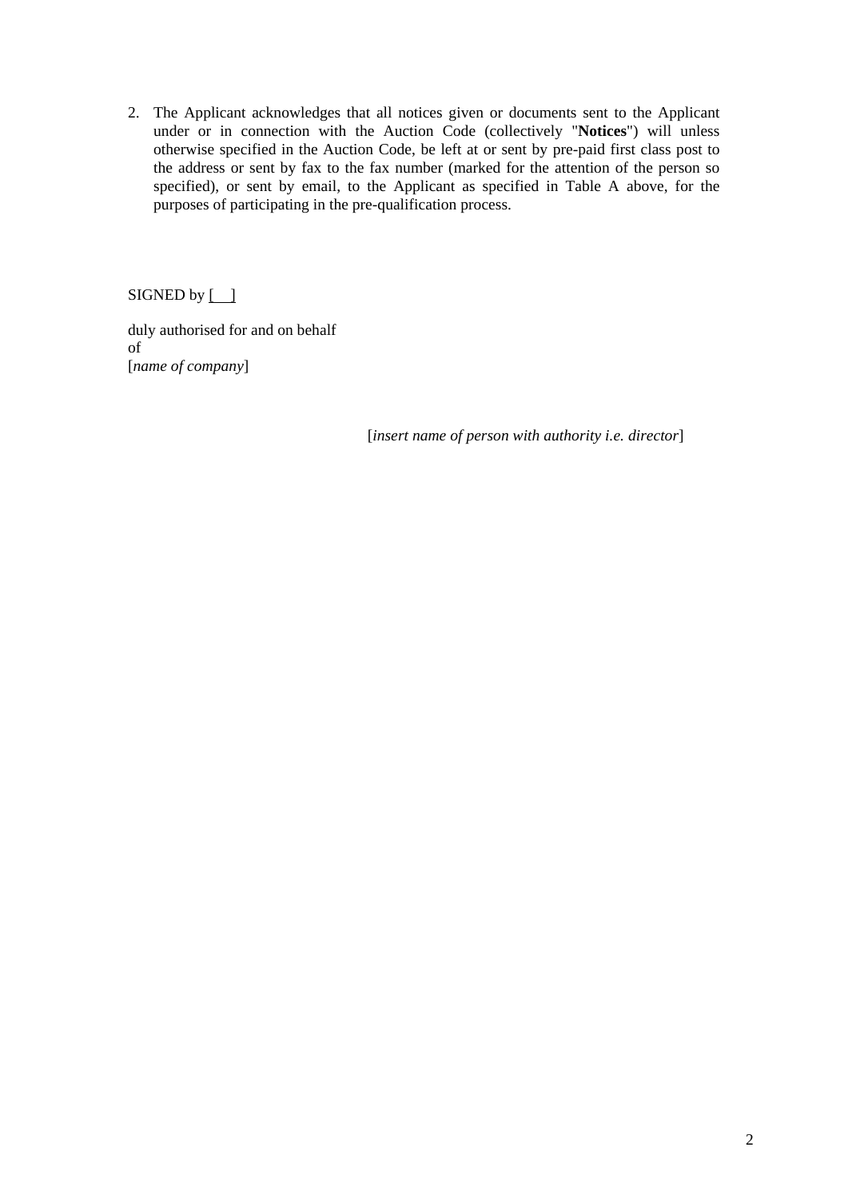2. The Applicant acknowledges that all notices given or documents sent to the Applicant under or in connection with the Auction Code (collectively "**Notices**") will unless otherwise specified in the Auction Code, be left at or sent by pre-paid first class post to the address or sent by fax to the fax number (marked for the attention of the person so specified), or sent by email, to the Applicant as specified in Table A above, for the purposes of participating in the pre-qualification process.

SIGNED by [ ]

duly authorised for and on behalf of
[*name of company*]

[*insert name of person with authority i.e. director*]